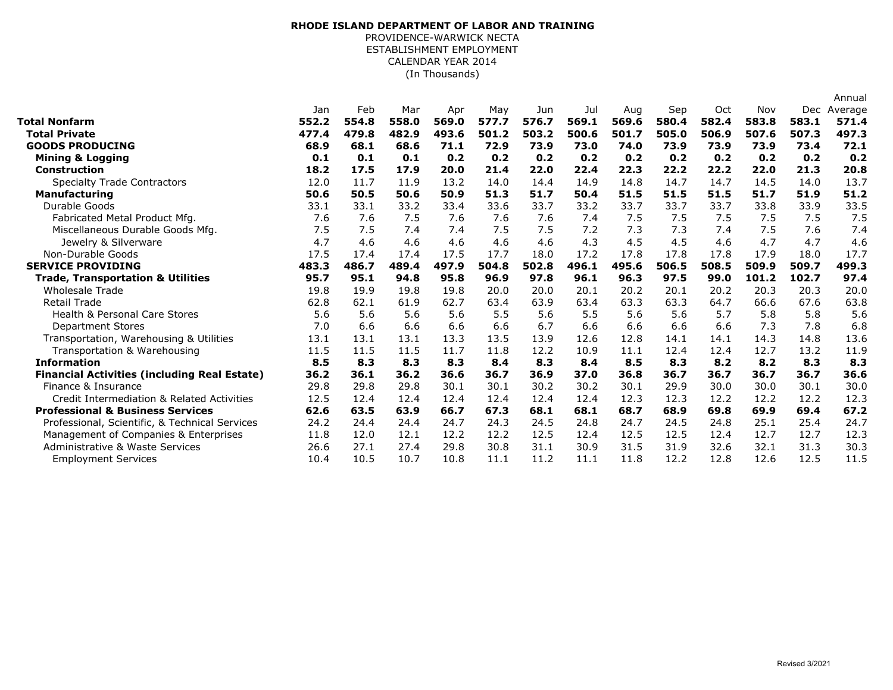**RHODE ISLAND DEPARTMENT OF LABOR AND TRAINING**

PROVIDENCE-WARWICK NECTA

ESTABLISHMENT EMPLOYMENT

CALENDAR YEAR 2014

(In Thousands)

| | Jan | Feb | Mar | Apr | May | Jun | Jul | Aug | Sep | Oct | Nov | Dec | Annual Average |
|---|---|---|---|---|---|---|---|---|---|---|---|---|---|
| **Total Nonfarm** | **552.2** | **554.8** | **558.0** | **569.0** | **577.7** | **576.7** | **569.1** | **569.6** | **580.4** | **582.4** | **583.8** | **583.1** | **571.4** |
| **Total Private** | **477.4** | **479.8** | **482.9** | **493.6** | **501.2** | **503.2** | **500.6** | **501.7** | **505.0** | **506.9** | **507.6** | **507.3** | **497.3** |
| **GOODS PRODUCING** | **68.9** | **68.1** | **68.6** | **71.1** | **72.9** | **73.9** | **73.0** | **74.0** | **73.9** | **73.9** | **73.9** | **73.4** | **72.1** |
| **Mining & Logging** | **0.1** | **0.1** | **0.1** | **0.2** | **0.2** | **0.2** | **0.2** | **0.2** | **0.2** | **0.2** | **0.2** | **0.2** | **0.2** |
| **Construction** | **18.2** | **17.5** | **17.9** | **20.0** | **21.4** | **22.0** | **22.4** | **22.3** | **22.2** | **22.2** | **22.0** | **21.3** | **20.8** |
| Specialty Trade Contractors | 12.0 | 11.7 | 11.9 | 13.2 | 14.0 | 14.4 | 14.9 | 14.8 | 14.7 | 14.7 | 14.5 | 14.0 | 13.7 |
| **Manufacturing** | **50.6** | **50.5** | **50.6** | **50.9** | **51.3** | **51.7** | **50.4** | **51.5** | **51.5** | **51.5** | **51.7** | **51.9** | **51.2** |
| Durable Goods | 33.1 | 33.1 | 33.2 | 33.4 | 33.6 | 33.7 | 33.2 | 33.7 | 33.7 | 33.7 | 33.8 | 33.9 | 33.5 |
| Fabricated Metal Product Mfg. | 7.6 | 7.6 | 7.5 | 7.6 | 7.6 | 7.6 | 7.4 | 7.5 | 7.5 | 7.5 | 7.5 | 7.5 | 7.5 |
| Miscellaneous Durable Goods Mfg. | 7.5 | 7.5 | 7.4 | 7.4 | 7.5 | 7.5 | 7.2 | 7.3 | 7.3 | 7.4 | 7.5 | 7.6 | 7.4 |
| Jewelry & Silverware | 4.7 | 4.6 | 4.6 | 4.6 | 4.6 | 4.6 | 4.3 | 4.5 | 4.5 | 4.6 | 4.7 | 4.7 | 4.6 |
| Non-Durable Goods | 17.5 | 17.4 | 17.4 | 17.5 | 17.7 | 18.0 | 17.2 | 17.8 | 17.8 | 17.8 | 17.9 | 18.0 | 17.7 |
| **SERVICE PROVIDING** | **483.3** | **486.7** | **489.4** | **497.9** | **504.8** | **502.8** | **496.1** | **495.6** | **506.5** | **508.5** | **509.9** | **509.7** | **499.3** |
| **Trade, Transportation & Utilities** | **95.7** | **95.1** | **94.8** | **95.8** | **96.9** | **97.8** | **96.1** | **96.3** | **97.5** | **99.0** | **101.2** | **102.7** | **97.4** |
| Wholesale Trade | 19.8 | 19.9 | 19.8 | 19.8 | 20.0 | 20.0 | 20.1 | 20.2 | 20.1 | 20.2 | 20.3 | 20.3 | 20.0 |
| Retail Trade | 62.8 | 62.1 | 61.9 | 62.7 | 63.4 | 63.9 | 63.4 | 63.3 | 63.3 | 64.7 | 66.6 | 67.6 | 63.8 |
| Health & Personal Care Stores | 5.6 | 5.6 | 5.6 | 5.6 | 5.5 | 5.6 | 5.5 | 5.6 | 5.6 | 5.7 | 5.8 | 5.8 | 5.6 |
| Department Stores | 7.0 | 6.6 | 6.6 | 6.6 | 6.6 | 6.7 | 6.6 | 6.6 | 6.6 | 6.6 | 7.3 | 7.8 | 6.8 |
| Transportation, Warehousing & Utilities | 13.1 | 13.1 | 13.1 | 13.3 | 13.5 | 13.9 | 12.6 | 12.8 | 14.1 | 14.1 | 14.3 | 14.8 | 13.6 |
| Transportation & Warehousing | 11.5 | 11.5 | 11.5 | 11.7 | 11.8 | 12.2 | 10.9 | 11.1 | 12.4 | 12.4 | 12.7 | 13.2 | 11.9 |
| **Information** | **8.5** | **8.3** | **8.3** | **8.3** | **8.4** | **8.3** | **8.4** | **8.5** | **8.3** | **8.2** | **8.2** | **8.3** | **8.3** |
| **Financial Activities (including Real Estate)** | **36.2** | **36.1** | **36.2** | **36.6** | **36.7** | **36.9** | **37.0** | **36.8** | **36.7** | **36.7** | **36.7** | **36.7** | **36.6** |
| Finance & Insurance | 29.8 | 29.8 | 29.8 | 30.1 | 30.1 | 30.2 | 30.2 | 30.1 | 29.9 | 30.0 | 30.0 | 30.1 | 30.0 |
| Credit Intermediation & Related Activities | 12.5 | 12.4 | 12.4 | 12.4 | 12.4 | 12.4 | 12.4 | 12.3 | 12.3 | 12.2 | 12.2 | 12.2 | 12.3 |
| **Professional & Business Services** | **62.6** | **63.5** | **63.9** | **66.7** | **67.3** | **68.1** | **68.1** | **68.7** | **68.9** | **69.8** | **69.9** | **69.4** | **67.2** |
| Professional, Scientific, & Technical Services | 24.2 | 24.4 | 24.4 | 24.7 | 24.3 | 24.5 | 24.8 | 24.7 | 24.5 | 24.8 | 25.1 | 25.4 | 24.7 |
| Management of Companies & Enterprises | 11.8 | 12.0 | 12.1 | 12.2 | 12.2 | 12.5 | 12.4 | 12.5 | 12.5 | 12.4 | 12.7 | 12.7 | 12.3 |
| Administrative & Waste Services | 26.6 | 27.1 | 27.4 | 29.8 | 30.8 | 31.1 | 30.9 | 31.5 | 31.9 | 32.6 | 32.1 | 31.3 | 30.3 |
| Employment Services | 10.4 | 10.5 | 10.7 | 10.8 | 11.1 | 11.2 | 11.1 | 11.8 | 12.2 | 12.8 | 12.6 | 12.5 | 11.5 |

Revised 3/2021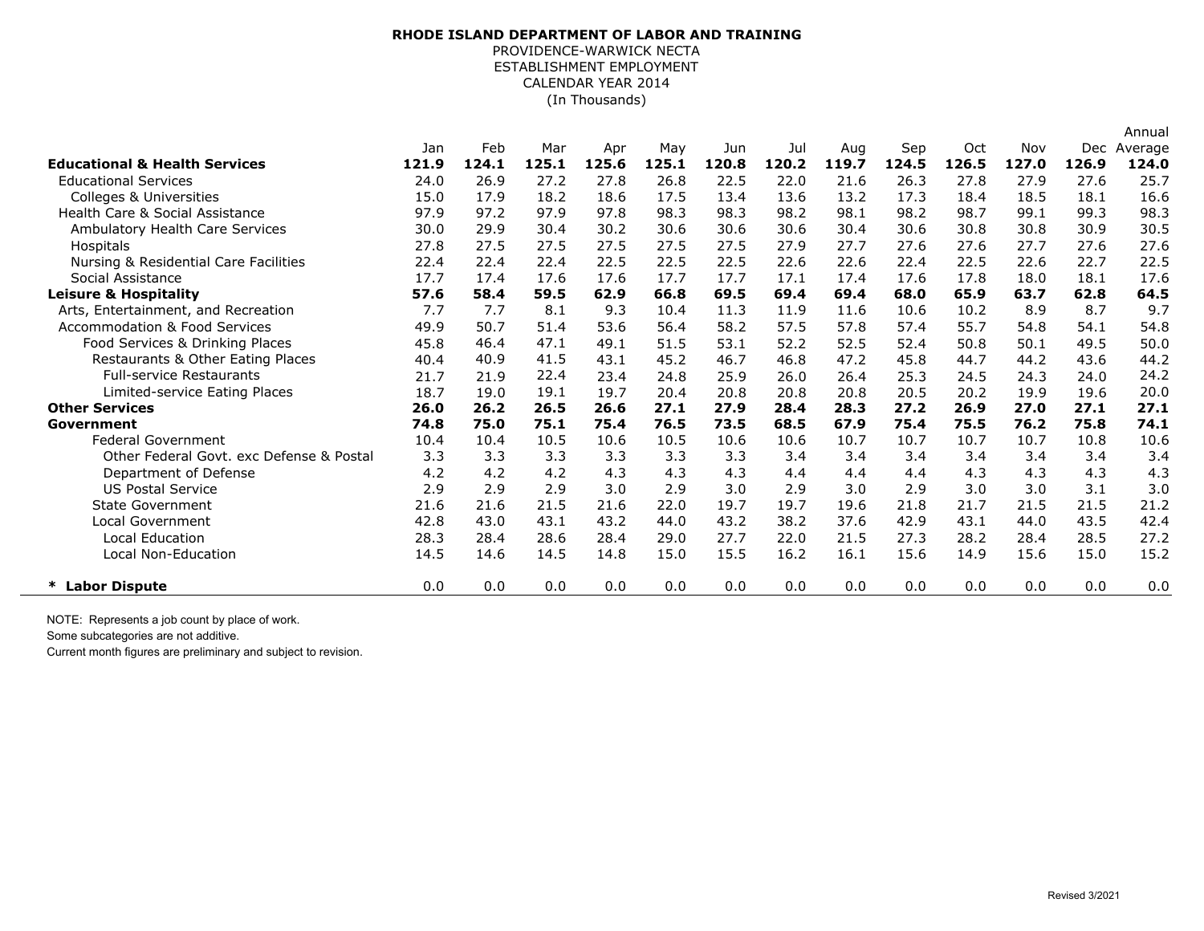**RHODE ISLAND DEPARTMENT OF LABOR AND TRAINING**
PROVIDENCE-WARWICK NECTA
ESTABLISHMENT EMPLOYMENT
CALENDAR YEAR 2014
(In Thousands)

| | Jan | Feb | Mar | Apr | May | Jun | Jul | Aug | Sep | Oct | Nov | Dec | Annual Average |
|---|---|---|---|---|---|---|---|---|---|---|---|---|---|
| **Educational & Health Services** | **121.9** | **124.1** | **125.1** | **125.6** | **125.1** | **120.8** | **120.2** | **119.7** | **124.5** | **126.5** | **127.0** | **126.9** | **124.0** |
| Educational Services | 24.0 | 26.9 | 27.2 | 27.8 | 26.8 | 22.5 | 22.0 | 21.6 | 26.3 | 27.8 | 27.9 | 27.6 | 25.7 |
| Colleges & Universities | 15.0 | 17.9 | 18.2 | 18.6 | 17.5 | 13.4 | 13.6 | 13.2 | 17.3 | 18.4 | 18.5 | 18.1 | 16.6 |
| Health Care & Social Assistance | 97.9 | 97.2 | 97.9 | 97.8 | 98.3 | 98.3 | 98.2 | 98.1 | 98.2 | 98.7 | 99.1 | 99.3 | 98.3 |
| Ambulatory Health Care Services | 30.0 | 29.9 | 30.4 | 30.2 | 30.6 | 30.6 | 30.6 | 30.4 | 30.6 | 30.8 | 30.8 | 30.9 | 30.5 |
| Hospitals | 27.8 | 27.5 | 27.5 | 27.5 | 27.5 | 27.5 | 27.9 | 27.7 | 27.6 | 27.6 | 27.7 | 27.6 | 27.6 |
| Nursing & Residential Care Facilities | 22.4 | 22.4 | 22.4 | 22.5 | 22.5 | 22.5 | 22.6 | 22.6 | 22.4 | 22.5 | 22.6 | 22.7 | 22.5 |
| Social Assistance | 17.7 | 17.4 | 17.6 | 17.6 | 17.7 | 17.7 | 17.1 | 17.4 | 17.6 | 17.8 | 18.0 | 18.1 | 17.6 |
| **Leisure & Hospitality** | **57.6** | **58.4** | **59.5** | **62.9** | **66.8** | **69.5** | **69.4** | **69.4** | **68.0** | **65.9** | **63.7** | **62.8** | **64.5** |
| Arts, Entertainment, and Recreation | 7.7 | 7.7 | 8.1 | 9.3 | 10.4 | 11.3 | 11.9 | 11.6 | 10.6 | 10.2 | 8.9 | 8.7 | 9.7 |
| Accommodation & Food Services | 49.9 | 50.7 | 51.4 | 53.6 | 56.4 | 58.2 | 57.5 | 57.8 | 57.4 | 55.7 | 54.8 | 54.1 | 54.8 |
| Food Services & Drinking Places | 45.8 | 46.4 | 47.1 | 49.1 | 51.5 | 53.1 | 52.2 | 52.5 | 52.4 | 50.8 | 50.1 | 49.5 | 50.0 |
| Restaurants & Other Eating Places | 40.4 | 40.9 | 41.5 | 43.1 | 45.2 | 46.7 | 46.8 | 47.2 | 45.8 | 44.7 | 44.2 | 43.6 | 44.2 |
| Full-service Restaurants | 21.7 | 21.9 | 22.4 | 23.4 | 24.8 | 25.9 | 26.0 | 26.4 | 25.3 | 24.5 | 24.3 | 24.0 | 24.2 |
| Limited-service Eating Places | 18.7 | 19.0 | 19.1 | 19.7 | 20.4 | 20.8 | 20.8 | 20.8 | 20.5 | 20.2 | 19.9 | 19.6 | 20.0 |
| **Other Services** | **26.0** | **26.2** | **26.5** | **26.6** | **27.1** | **27.9** | **28.4** | **28.3** | **27.2** | **26.9** | **27.0** | **27.1** | **27.1** |
| **Government** | **74.8** | **75.0** | **75.1** | **75.4** | **76.5** | **73.5** | **68.5** | **67.9** | **75.4** | **75.5** | **76.2** | **75.8** | **74.1** |
| Federal Government | 10.4 | 10.4 | 10.5 | 10.6 | 10.5 | 10.6 | 10.6 | 10.7 | 10.7 | 10.7 | 10.7 | 10.8 | 10.6 |
| Other Federal Govt. exc Defense & Postal | 3.3 | 3.3 | 3.3 | 3.3 | 3.3 | 3.3 | 3.4 | 3.4 | 3.4 | 3.4 | 3.4 | 3.4 | 3.4 |
| Department of Defense | 4.2 | 4.2 | 4.2 | 4.3 | 4.3 | 4.3 | 4.4 | 4.4 | 4.4 | 4.3 | 4.3 | 4.3 | 4.3 |
| US Postal Service | 2.9 | 2.9 | 2.9 | 3.0 | 2.9 | 3.0 | 2.9 | 3.0 | 2.9 | 3.0 | 3.0 | 3.1 | 3.0 |
| State Government | 21.6 | 21.6 | 21.5 | 21.6 | 22.0 | 19.7 | 19.7 | 19.6 | 21.8 | 21.7 | 21.5 | 21.5 | 21.2 |
| Local Government | 42.8 | 43.0 | 43.1 | 43.2 | 44.0 | 43.2 | 38.2 | 37.6 | 42.9 | 43.1 | 44.0 | 43.5 | 42.4 |
| Local Education | 28.3 | 28.4 | 28.6 | 28.4 | 29.0 | 27.7 | 22.0 | 21.5 | 27.3 | 28.2 | 28.4 | 28.5 | 27.2 |
| Local Non-Education | 14.5 | 14.6 | 14.5 | 14.8 | 15.0 | 15.5 | 16.2 | 16.1 | 15.6 | 14.9 | 15.6 | 15.0 | 15.2 |
| **\* Labor Dispute** | 0.0 | 0.0 | 0.0 | 0.0 | 0.0 | 0.0 | 0.0 | 0.0 | 0.0 | 0.0 | 0.0 | 0.0 | 0.0 |

NOTE: Represents a job count by place of work.
Some subcategories are not additive.
Current month figures are preliminary and subject to revision.

Revised 3/2021